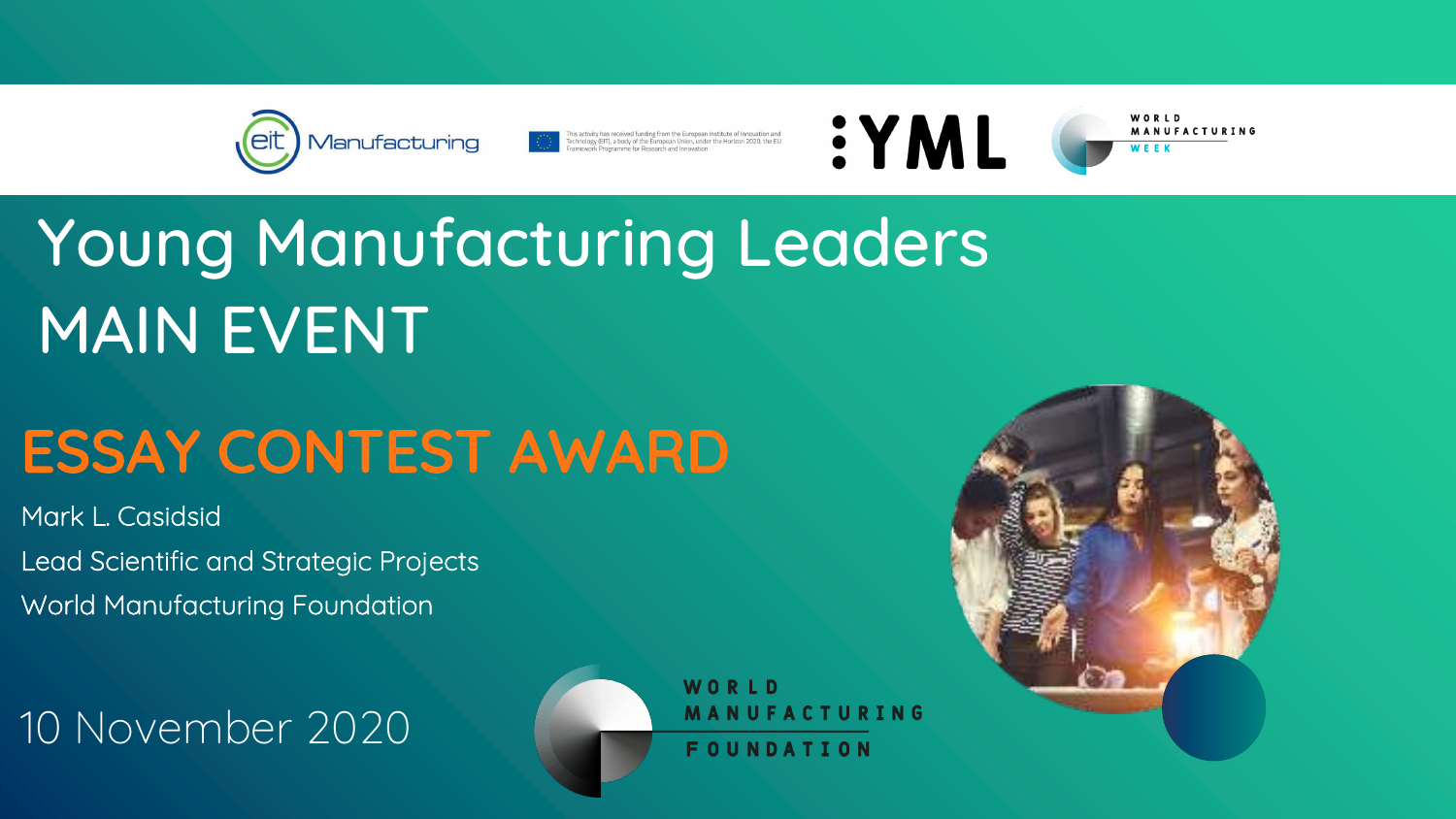# Young Manufacturing Leaders MAIN EVENT

## ESSAY CONTEST AWARD

Mark L. Casidsid

Lead Scientific and Strategic Projects

World Manufacturing Foundation

10 November 2020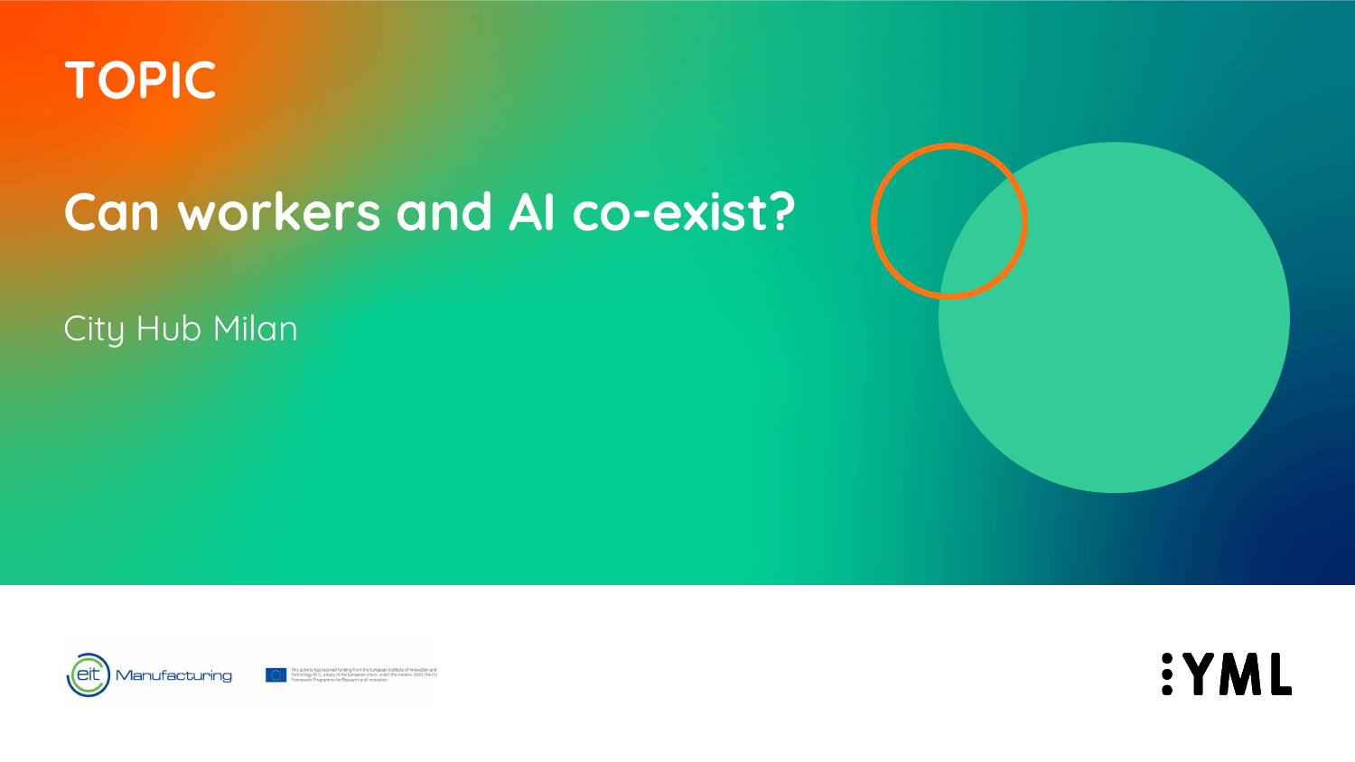TOPIC

# Can workers and AI co-exist?

City Hub Milan

This activity has received funding from the European Institute of Innovation and Technology (EIT), a body of the European Union, under the Horizon 2020, the EU Framework Programme for Research and Innovation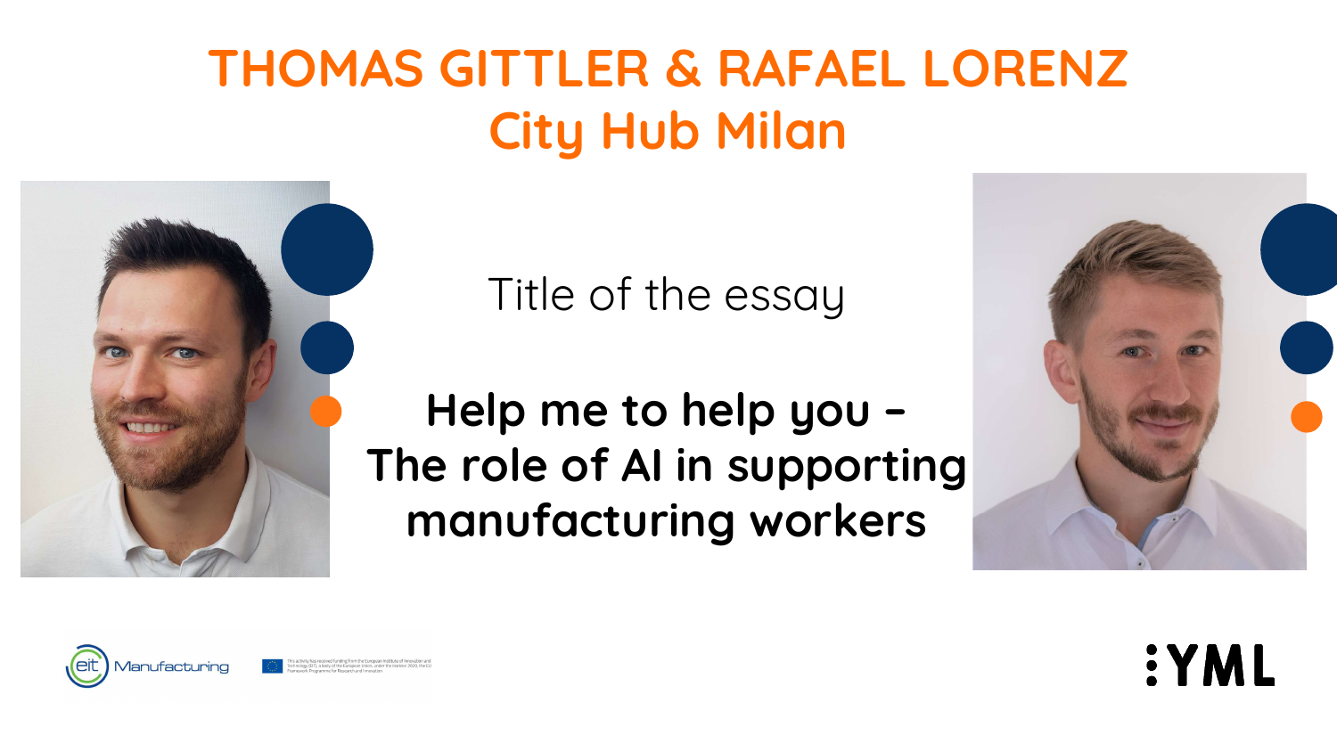# THOMAS GITTLER & RAFAEL LORENZ

## City Hub Milan

Title of the essay

**Help me to help you – The role of AI in supporting manufacturing workers**

eit Manufacturing

This activity has received funding from the European Institute of Innovation and Technology (EIT), a body of the European Union, under the Horizon 2020, the EU Framework Programme for Research and Innovation

YML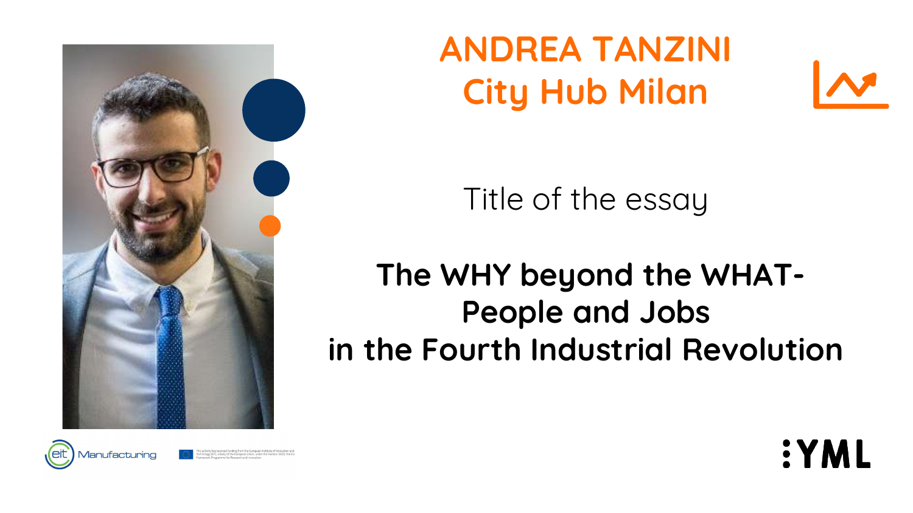# ANDREA TANZINI
## City Hub Milan

Title of the essay

**The WHY beyond the WHAT-
People and Jobs
in the Fourth Industrial Revolution**

eit Manufacturing

This activity has received funding from the European Institute of Innovation and Technology (EIT), a body of the European Union, under the Horizon 2020, the EU Framework Programme for Research and Innovation.

YML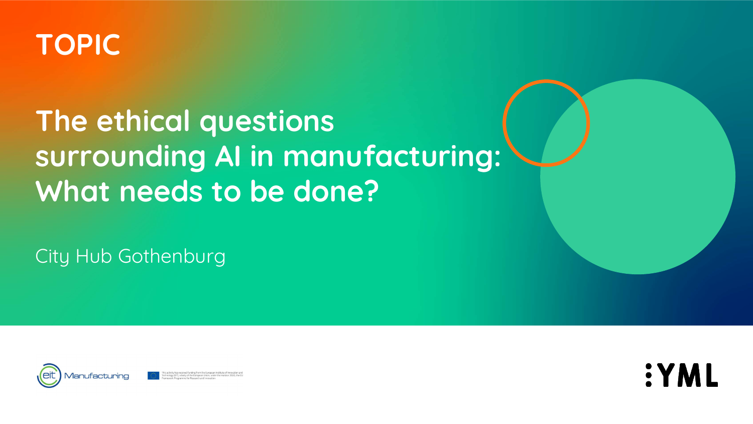TOPIC

# The ethical questions surrounding AI in manufacturing: What needs to be done?

City Hub Gothenburg

This activity has received funding from the European Institute of Innovation and Technology (EIT), a body of the European Union, under the Horizon 2020, the EU Framework Programme for Research and Innovation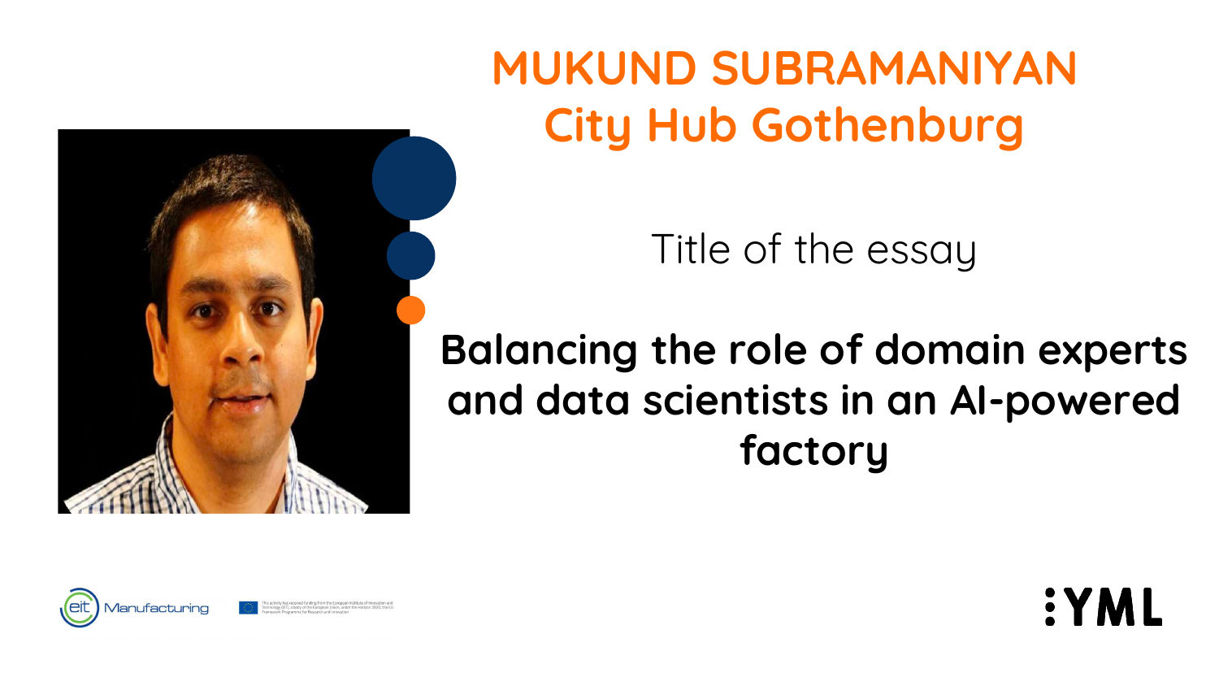# MUKUND SUBRAMANIYAN
## City Hub Gothenburg

Title of the essay

**Balancing the role of domain experts and data scientists in an AI-powered factory**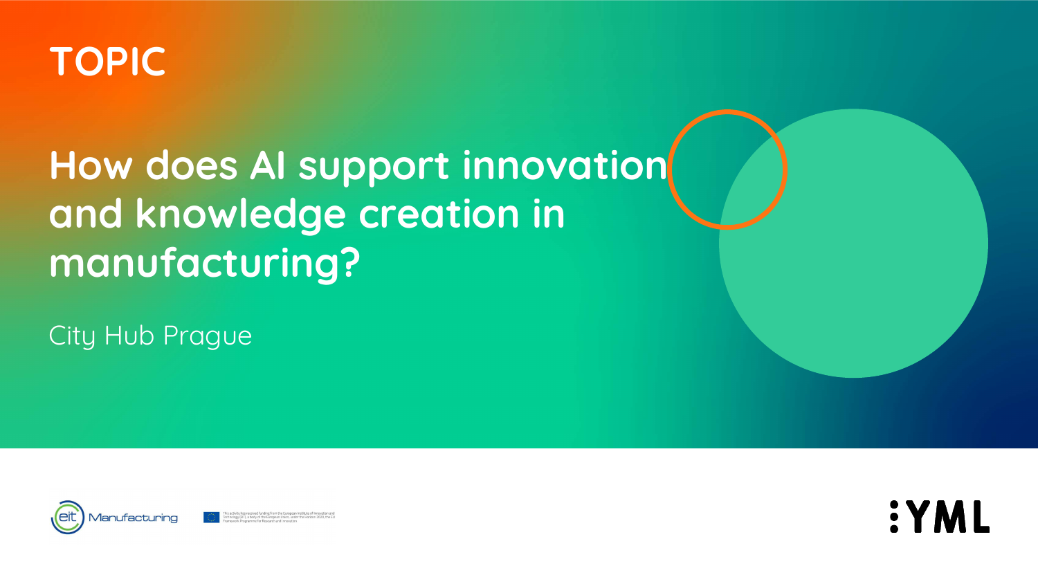TOPIC

# How does AI support innovation and knowledge creation in manufacturing?

City Hub Prague

This activity has received funding from the European Institute of Innovation and Technology (EIT), a body of the European Union, under the Horizon 2020, the EU Framework Programme for Research and Innovation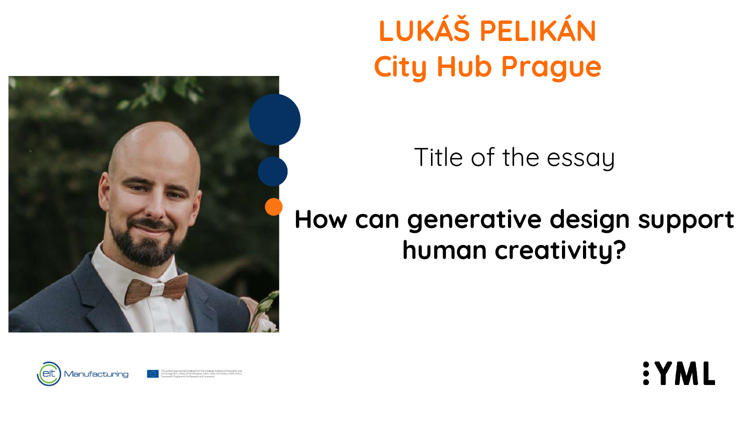# LUKÁŠ PELIKÁN
# City Hub Prague

Title of the essay

**How can generative design support human creativity?**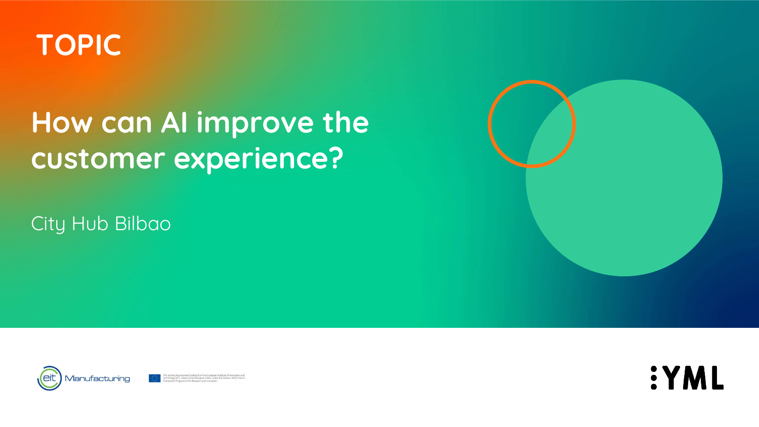TOPIC

# How can AI improve the customer experience?

City Hub Bilbao

eit Manufacturing

This activity has received funding from the European Institute of Innovation and Technology (EIT), a body of the European Union, under the Horizon 2020, the EU Framework Programme for Research and Innovation

:YML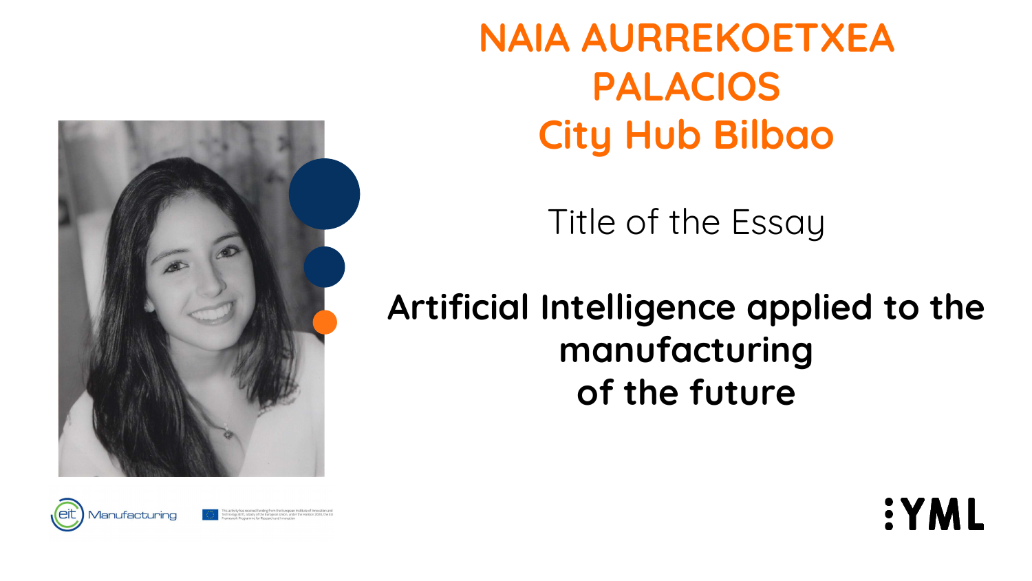# NAIA AURREKOETXEA PALACIOS

## City Hub Bilbao

Title of the Essay

**Artificial Intelligence applied to the manufacturing of the future**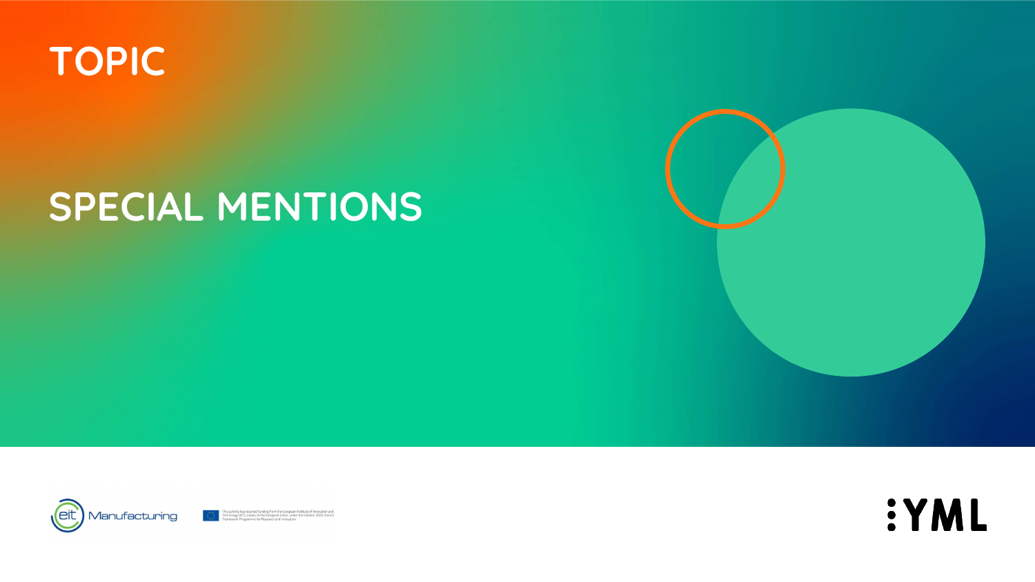# TOPIC

## SPECIAL MENTIONS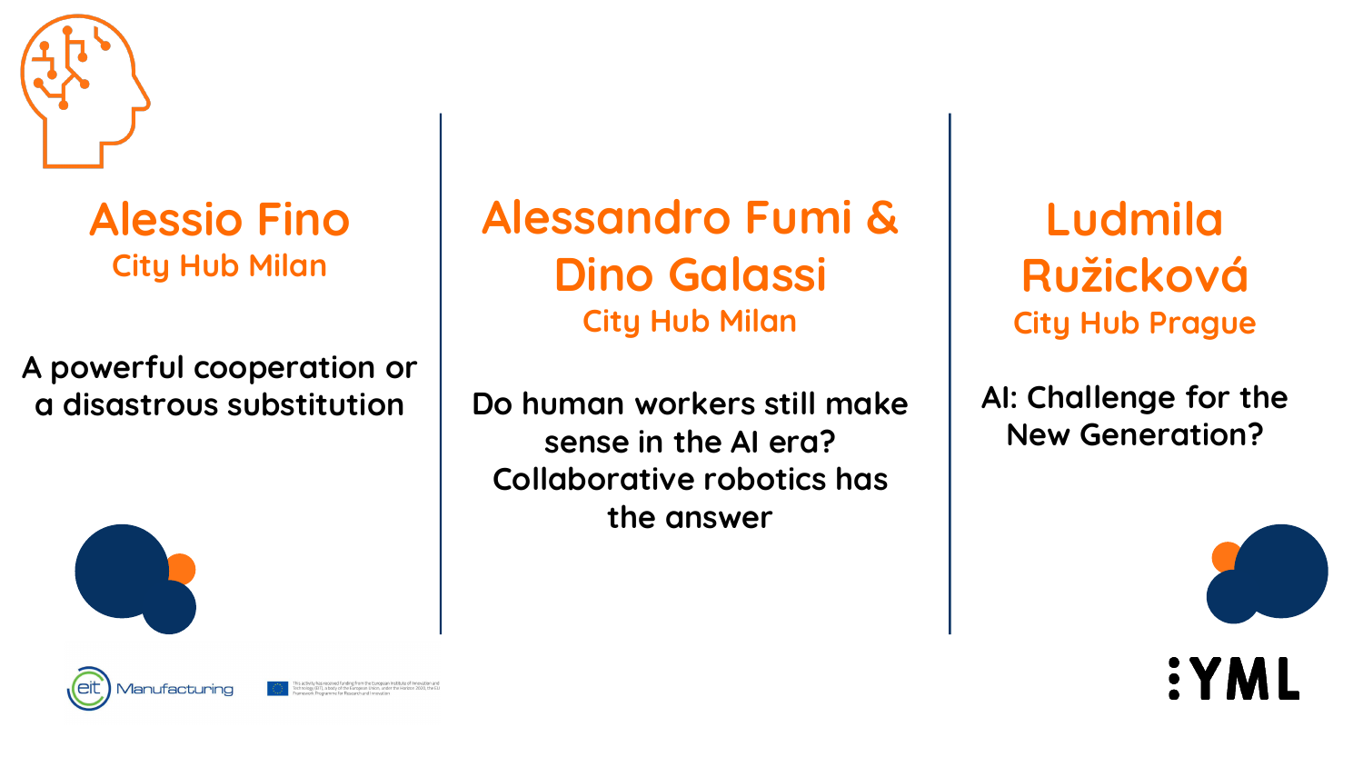## Alessio Fino

City Hub Milan

A powerful cooperation or a disastrous substitution

## Alessandro Fumi & Dino Galassi

City Hub Milan

Do human workers still make sense in the AI era? Collaborative robotics has the answer

## Ludmila Ružicková

City Hub Prague

AI: Challenge for the New Generation?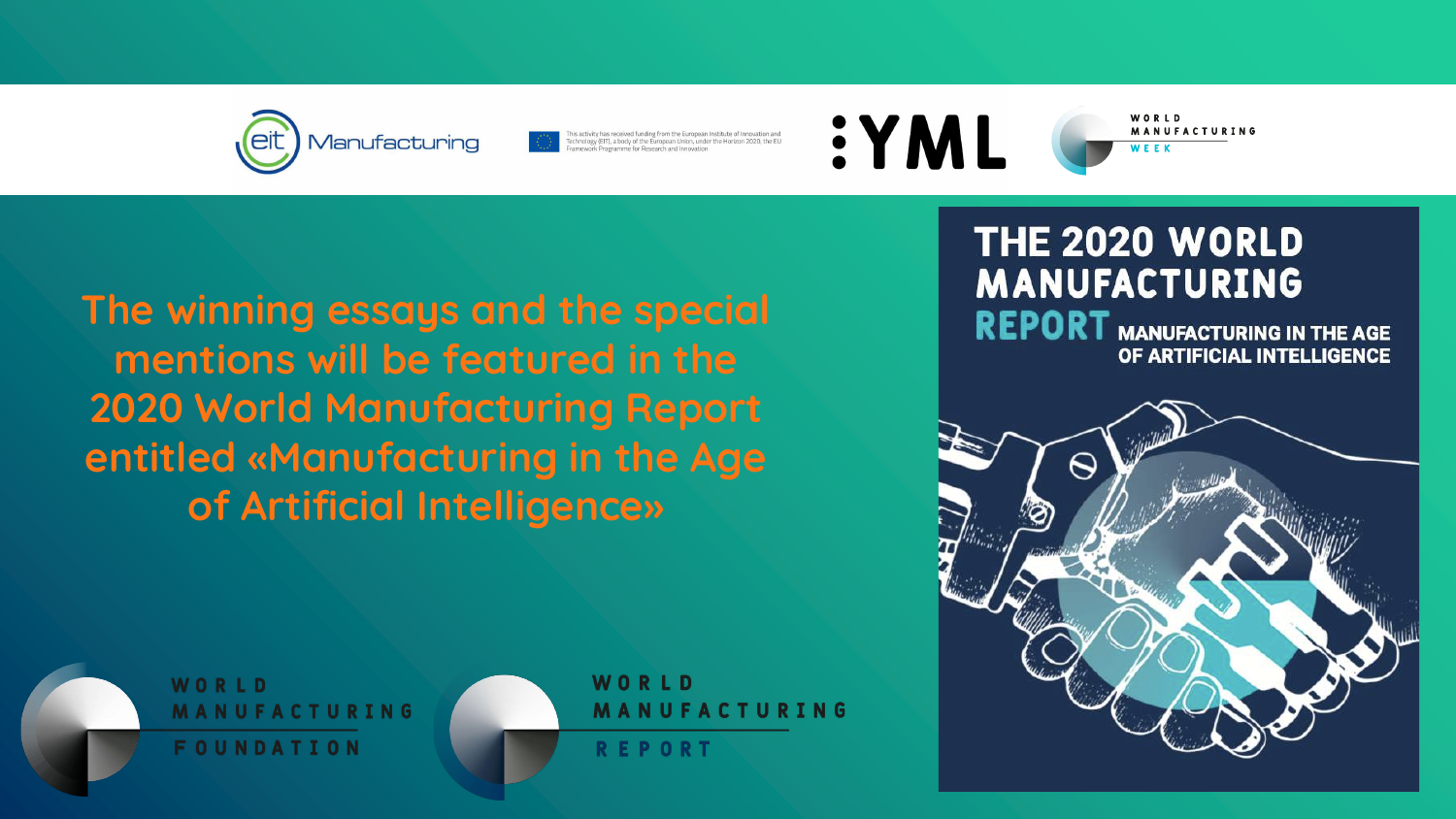The winning essays and the special mentions will be featured in the 2020 World Manufacturing Report entitled «Manufacturing in the Age of Artificial Intelligence»

THE 2020 WORLD MANUFACTURING REPORT

MANUFACTURING IN THE AGE OF ARTIFICIAL INTELLIGENCE

This activity has received funding from the European Institute of Innovation and Technology (EIT), a body of the European Union, under the Horizon 2020, the EU Framework Programme for Research and Innovation

WORLD MANUFACTURING FOUNDATION

WORLD MANUFACTURING REPORT

WORLD MANUFACTURING WEEK